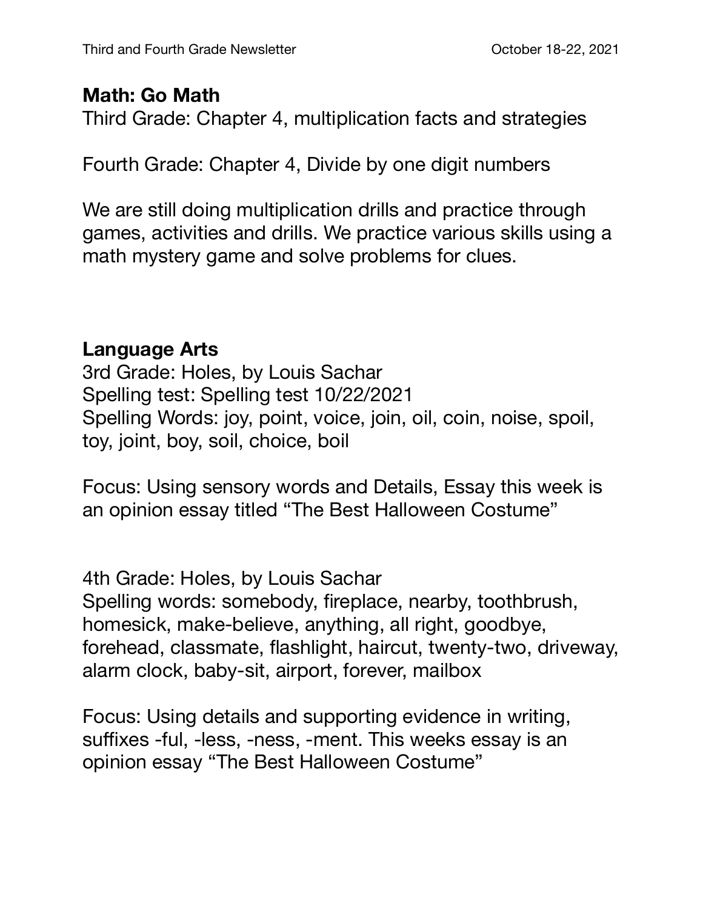## Math: Go Math

Third Grade: Chapter 4, multiplication facts and strategies

Fourth Grade: Chapter 4, Divide by one digit numbers

We are still doing multiplication drills and practice through games, activities and drills. We practice various skills using a math mystery game and solve problems for clues.

## Language Arts

3rd Grade: Holes, by Louis Sachar
Spelling test: Spelling test 10/22/2021
Spelling Words: joy, point, voice, join, oil, coin, noise, spoil, toy, joint, boy, soil, choice, boil

Focus: Using sensory words and Details, Essay this week is an opinion essay titled “The Best Halloween Costume”

4th Grade: Holes, by Louis Sachar
Spelling words: somebody, fireplace, nearby, toothbrush, homesick, make-believe, anything, all right, goodbye, forehead, classmate, flashlight, haircut, twenty-two, driveway, alarm clock, baby-sit, airport, forever, mailbox

Focus: Using details and supporting evidence in writing, suffixes -ful, -less, -ness, -ment. This weeks essay is an opinion essay “The Best Halloween Costume”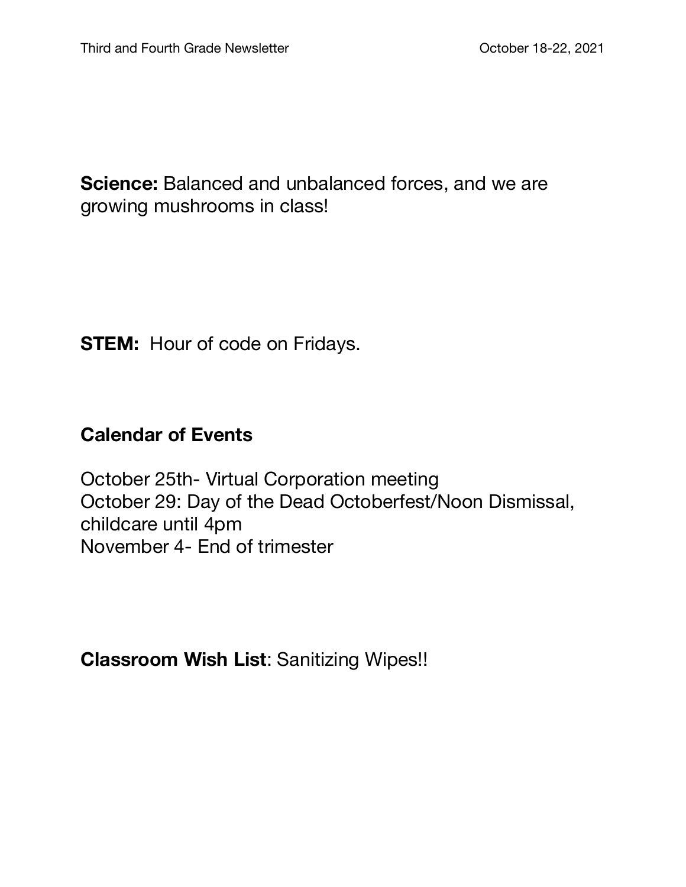**Science:** Balanced and unbalanced forces, and we are growing mushrooms in class!

**STEM:** Hour of code on Fridays.

**Calendar of Events**

October 25th- Virtual Corporation meeting
October 29: Day of the Dead Octoberfest/Noon Dismissal, childcare until 4pm
November 4- End of trimester

**Classroom Wish List**: Sanitizing Wipes!!